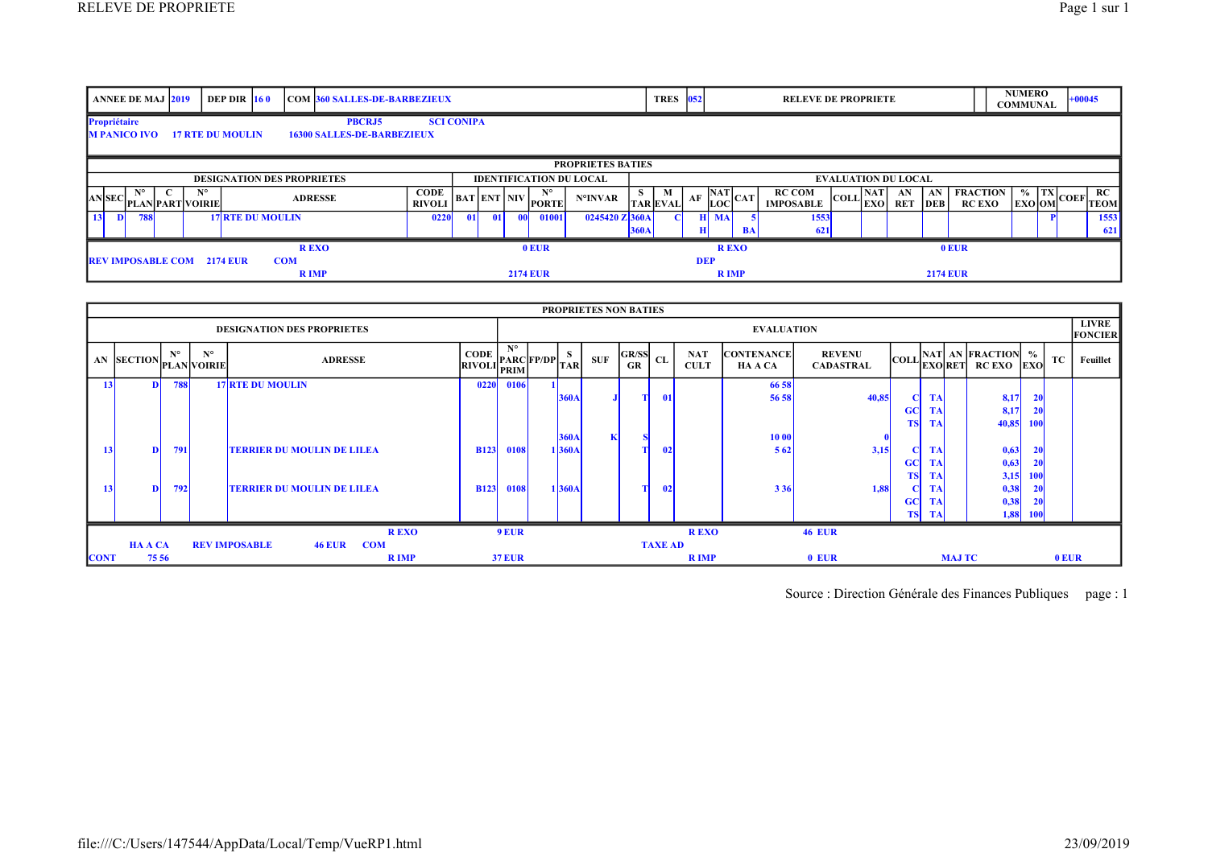| ANNEE DE MAJ | 2019 | DEP DIR | 16 0 | COM | 360 SALLES-DE-BARBEZIEUX | TRES | 052 | RELEVE DE PROPRIETE | NUMERO COMMUNAL | +00045 |
|---|---|---|---|---|---|---|---|---|---|---|

**Propriétaire**

M PANICO IVO — 17 RTE DU MOULIN — 16300 SALLES-DE-BARBEZIEUX — PBCRJ5 — SCI CONIPA

## PROPRIETES BATIES

| DESIGNATION DES PROPRIETES | | | | | | | IDENTIFICATION DU LOCAL | | | | | | EVALUATION DU LOCAL | | | | | | | | | | | | | | | |
|---|---|---|---|---|---|---|---|---|---|---|---|---|---|---|---|---|---|---|---|---|---|---|---|---|---|---|---|---|
| AN | SEC | N° PLAN | C PART | N° VOIRIE | ADRESSE | CODE RIVOLI | BAT | ENT | NIV | N° PORTE | N°INVAR | S TAR | M EVAL | AF | NAT LOC | CAT | RC COM IMPOSABLE | COLL | NAT EXO | AN RET | AN DEB | FRACTION RC EXO | % EXO | TX OM | COEF | RC TEOM |
| 13 | D | 788 | | 17 | RTE DU MOULIN | 0220 | 01 | 01 | 00 | 01001 | 0245420 Z | 360A | C | H | MA | 5 | 1553 | | | | | | | P | | 1553 |
| | | | | | | | | | | | | 360A | | H | | BA | 621 | | | | | | | | | 621 |

| R EXO | 0 EUR | R EXO | 0 EUR |
|---|---|---|---|
| REV IMPOSABLE COM 2174 EUR | COM | DEP | |
| R IMP | 2174 EUR | R IMP | 2174 EUR |

## PROPRIETES NON BATIES

| DESIGNATION DES PROPRIETES | | | | | | | EVALUATION | | | | | | | | | | | | | | | | LIVRE FONCIER |
|---|---|---|---|---|---|---|---|---|---|---|---|---|---|---|---|---|---|---|---|---|---|---|---|
| AN | SECTION | N° PLAN | N° VOIRIE | ADRESSE | CODE RIVOLI | N° PARC PRIM | FP/DP | S TAR | SUF | GR/SS GR | CL | NAT CULT | CONTENANCE HA A CA | REVENU CADASTRAL | COLL | NAT EXO | AN RET | FRACTION RC EXO | % EXO | TC | Feuillet |
| 13 | D | 788 | 17 | RTE DU MOULIN | 0220 | 0106 | 1 | | | | | | 66 58 | | | | | | | | |
| | | | | | | | | 360A | J | T | 01 | | 56 58 | 40,85 | C | TA | | 8,17 | 20 | | |
| | | | | | | | | | | | | | | | GC | TA | | 8,17 | 20 | | |
| | | | | | | | | | | | | | | | TS | TA | | 40,85 | 100 | | |
| | | | | | | | | 360A | K | S | | | 10 00 | 0 | | | | | | | |
| 13 | D | 791 | | TERRIER DU MOULIN DE LILEA | B123 | 0108 | 1 | 360A | | T | 02 | | 5 62 | 3,15 | C | TA | | 0,63 | 20 | | |
| | | | | | | | | | | | | | | | GC | TA | | 0,63 | 20 | | |
| | | | | | | | | | | | | | | | TS | TA | | 3,15 | 100 | | |
| 13 | D | 792 | | TERRIER DU MOULIN DE LILEA | B123 | 0108 | 1 | 360A | | T | 02 | | 3 36 | 1,88 | C | TA | | 0,38 | 20 | | |
| | | | | | | | | | | | | | | | GC | TA | | 0,38 | 20 | | |
| | | | | | | | | | | | | | | | TS | TA | | 1,88 | 100 | | |

| | | R EXO | 9 EUR | R EXO | 46 EUR | | |
|---|---|---|---|---|---|---|---|
| HA A CA | REV IMPOSABLE 46 EUR | COM | | TAXE AD | | | |
| CONT 75 56 | | R IMP | 37 EUR | R IMP | 0 EUR | MAJ TC | 0 EUR |

Source : Direction Générale des Finances Publiques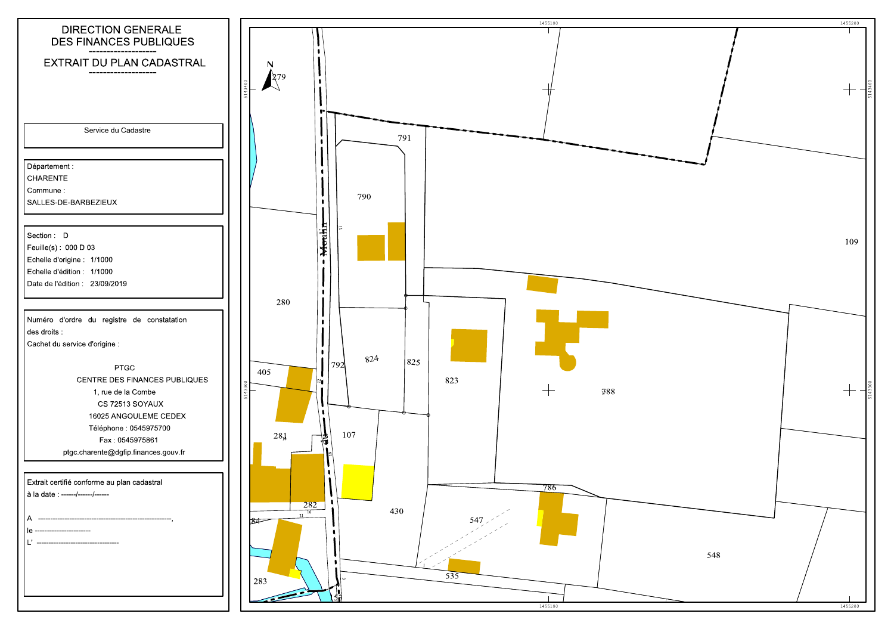# DIRECTION GENERALE DES FINANCES PUBLIQUES

-------------------

# EXTRAIT DU PLAN CADASTRAL

-------------------

Service du Cadastre

Département :
CHARENTE
Commune :
SALLES-DE-BARBEZIEUX

Section : D
Feuille(s) : 000 D 03
Echelle d'origine : 1/1000
Echelle d'édition : 1/1000
Date de l'édition : 23/09/2019

Numéro d'ordre du registre de constatation des droits :
Cachet du service d'origine :

PTGC
CENTRE DES FINANCES PUBLIQUES
1, rue de la Combe
CS 72513 SOYAUX
16025 ANGOULEME CEDEX
Téléphone : 0545975700
Fax : 0545975861
ptgc.charente@dgfip.finances.gouv.fr

Extrait certifié conforme au plan cadastral
à la date : ------/------/------

A ----------------------------------------------------,
le -----------------------
L' ---------------------------------

1455100
1455200
5143400
5143300

N
279
791
790
109
Moulin
280
792
824
825
823
788
405
281
107
du
786
282
430
547
548
283
535
84